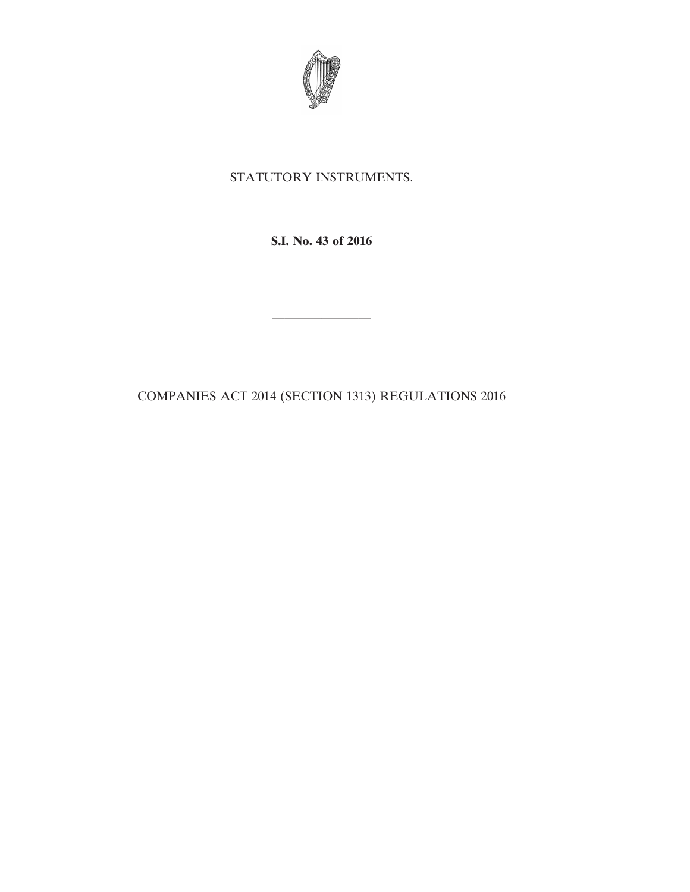STATUTORY INSTRUMENTS.

**S.I. No. 43 of 2016**

---

COMPANIES ACT 2014 (SECTION 1313) REGULATIONS 2016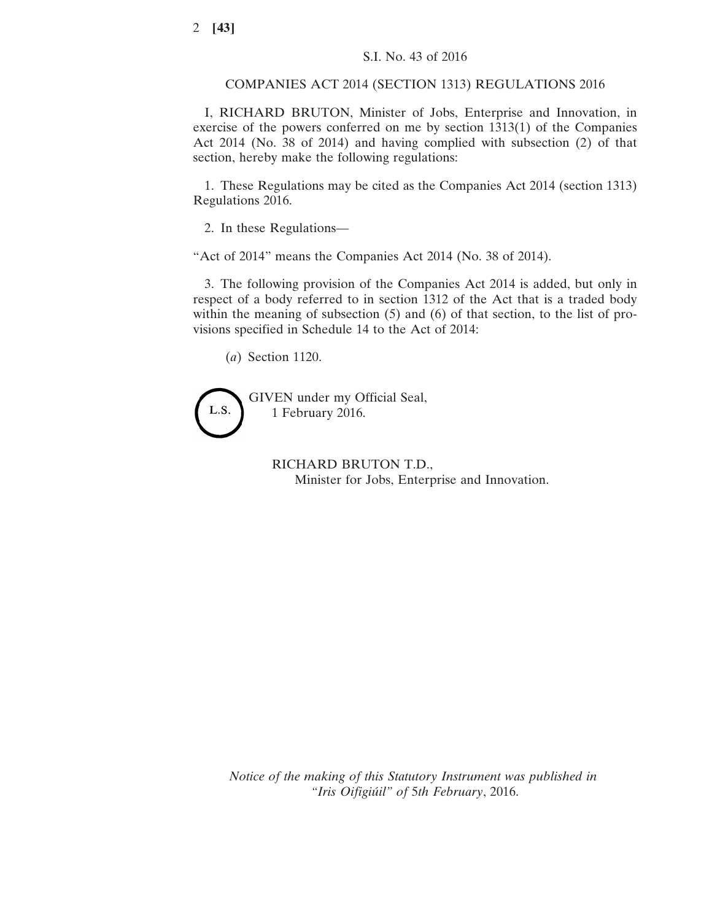S.I. No. 43 of 2016

COMPANIES ACT 2014 (SECTION 1313) REGULATIONS 2016

I, RICHARD BRUTON, Minister of Jobs, Enterprise and Innovation, in exercise of the powers conferred on me by section 1313(1) of the Companies Act 2014 (No. 38 of 2014) and having complied with subsection (2) of that section, hereby make the following regulations:

1. These Regulations may be cited as the Companies Act 2014 (section 1313) Regulations 2016.

2. In these Regulations—

"Act of 2014" means the Companies Act 2014 (No. 38 of 2014).

3. The following provision of the Companies Act 2014 is added, but only in respect of a body referred to in section 1312 of the Act that is a traded body within the meaning of subsection (5) and (6) of that section, to the list of provisions specified in Schedule 14 to the Act of 2014:

(*a*) Section 1120.

L.S.

GIVEN under my Official Seal,
1 February 2016.

RICHARD BRUTON T.D.,
Minister for Jobs, Enterprise and Innovation.

*Notice of the making of this Statutory Instrument was published in "Iris Oifigiúil" of 5th February*, 2016.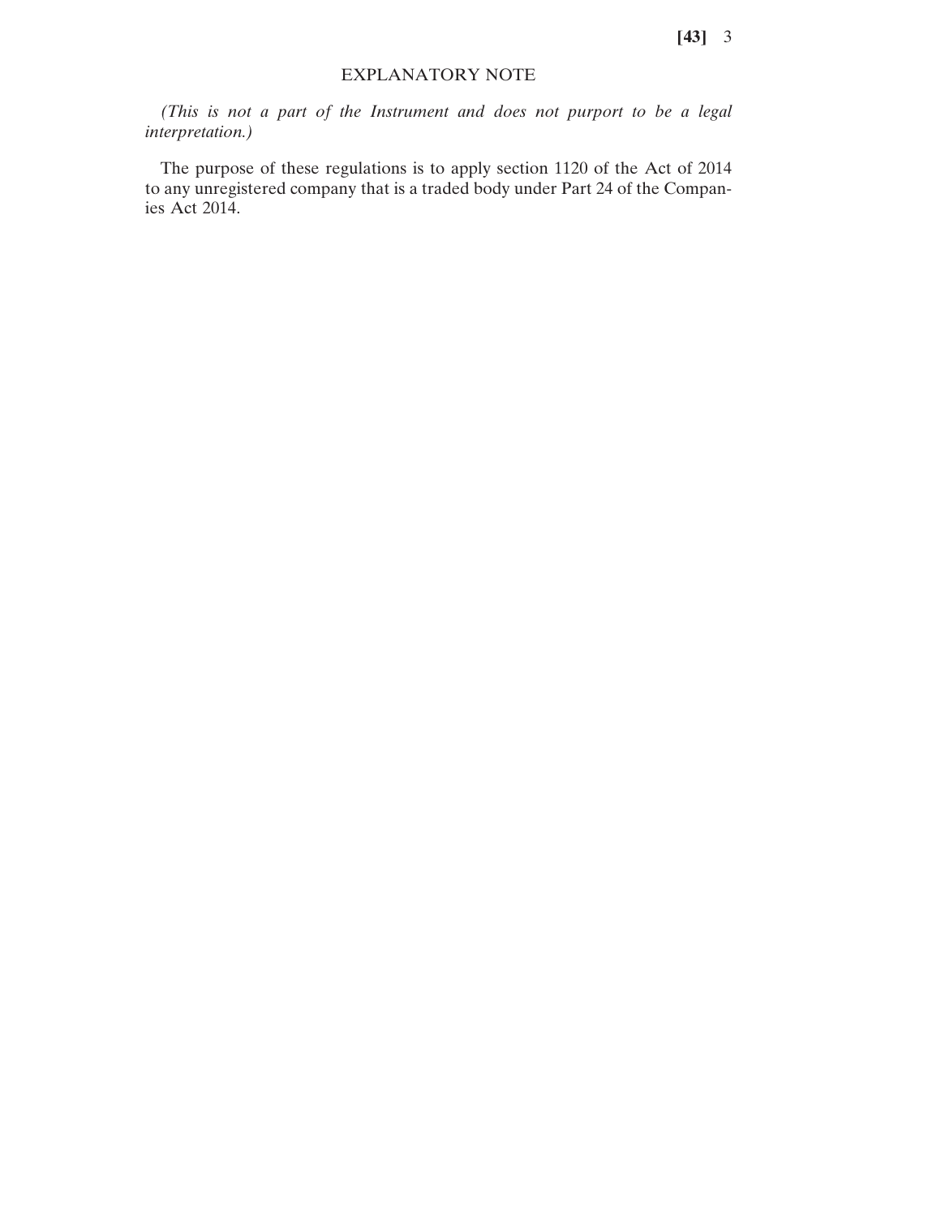## EXPLANATORY NOTE

*(This is not a part of the Instrument and does not purport to be a legal interpretation.)*

The purpose of these regulations is to apply section 1120 of the Act of 2014 to any unregistered company that is a traded body under Part 24 of the Companies Act 2014.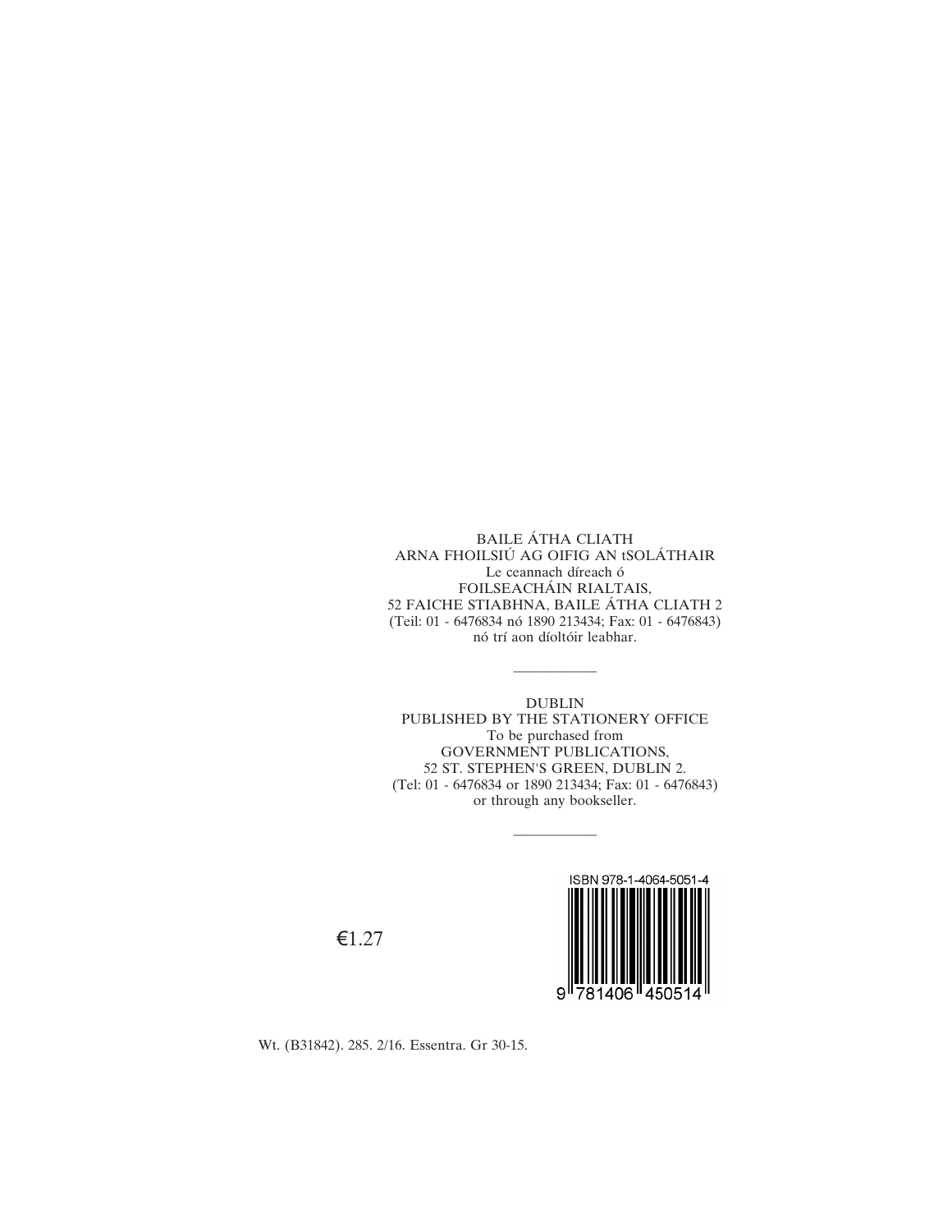BAILE ÁTHA CLIATH
ARNA FHOILSIÚ AG OIFIG AN tSOLÁTHAIR
Le ceannach díreach ó
FOILSEACHÁIN RIALTAIS,
52 FAICHE STIABHNA, BAILE ÁTHA CLIATH 2
(Teil: 01 - 6476834 nó 1890 213434; Fax: 01 - 6476843)
nó trí aon díoltóir leabhar.

---

DUBLIN
PUBLISHED BY THE STATIONERY OFFICE
To be purchased from
GOVERNMENT PUBLICATIONS,
52 ST. STEPHEN'S GREEN, DUBLIN 2.
(Tel: 01 - 6476834 or 1890 213434; Fax: 01 - 6476843)
or through any bookseller.

---

ISBN 978-1-4064-5051-4

9 781406 450514

€1.27

Wt. (B31842). 285. 2/16. Essentra. Gr 30-15.